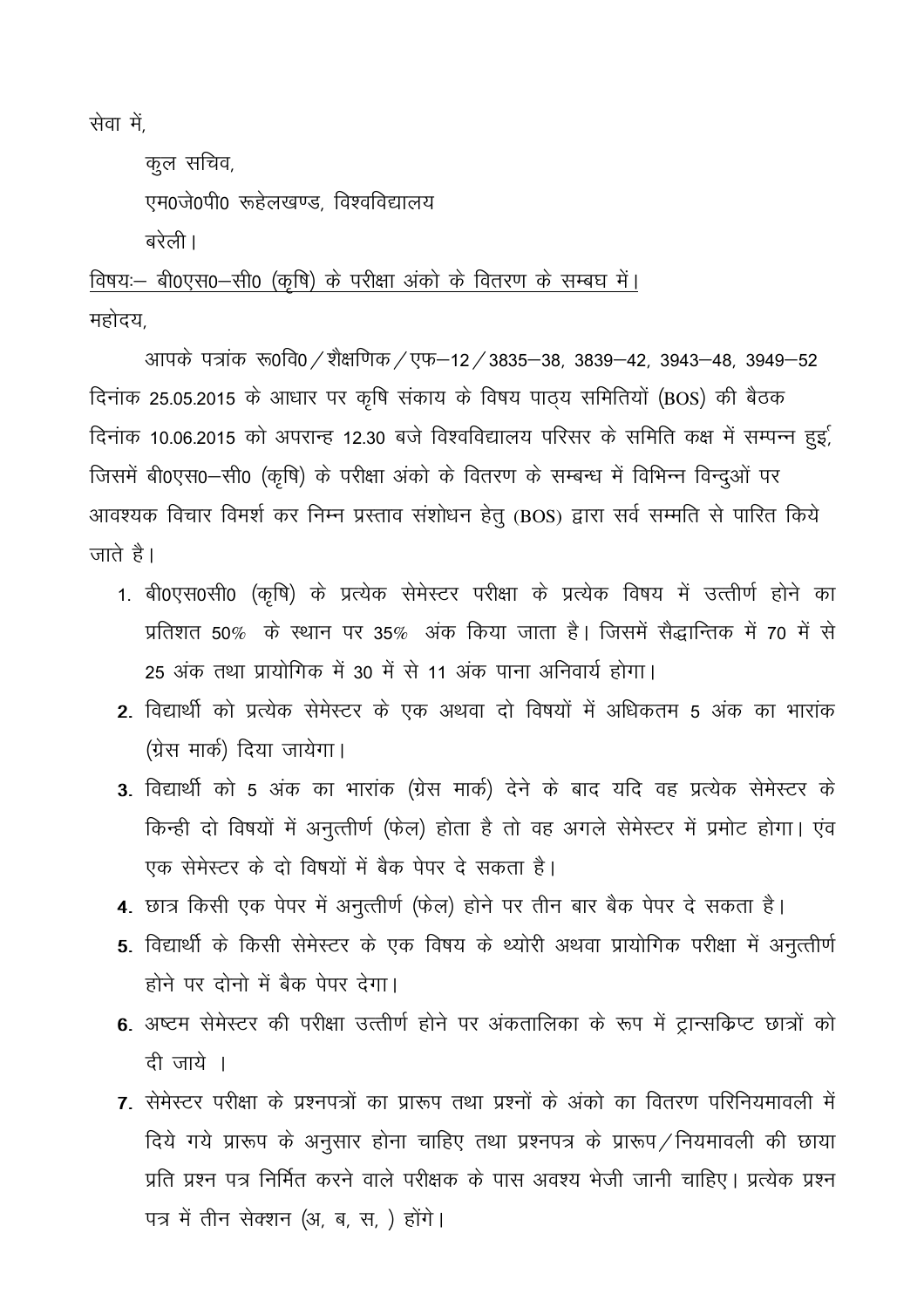सेवा में,

कुल सचिव,

एम0जे0पी0 रूहेलखण्ड, विश्वविद्यालय

बरेली।

<u>विषयः— बी0एस0—सी0 (कृषि) के परीक्षा अंको के वितरण के सम्बघ में।</u>

महोदय,

आपके पत्रांक रू0वि0 / शैक्षणिक / एफ—12 / 3835—38, 3839—42, 3943—48, 3949—52 दिनांक 25.05.2015 के आधार पर कृषि संकाय के विषय पाठ्य समितियों (BOS) की बैठक दिनांक 10.06.2015 को अपरान्ह 12.30 बजे विश्वविद्यालय परिसर के समिति कक्ष में सम्पन्न हुई, जिसमें बी0एस0—सी0 (कृषि) के परीक्षा अंको के वितरण के सम्बन्ध में विभिन्न विन्दुओं पर आवश्यक विचार विमर्श कर निम्न प्रस्ताव संशोधन हेतु (BOS) द्वारा सर्व सम्मति से पारित किये जाते है।

1. बी0एस0सी0 (कृषि) के प्रत्येक सेमेस्टर परीक्षा के प्रत्येक विषय में उत्तीर्ण होने का प्रतिशत 50% के स्थान पर 35% अंक किया जाता है। जिसमें सैद्धान्तिक में 70 में से 25 अंक तथा प्रायोगिक में 30 में से 11 अंक पाना अनिवार्य होगा।
2. विद्यार्थी को प्रत्येक सेमेस्टर के एक अथवा दो विषयों में अधिकतम 5 अंक का भारांक (ग्रेस मार्क) दिया जायेगा।
3. विद्यार्थी को 5 अंक का भारांक (ग्रेस मार्क) देने के बाद यदि वह प्रत्येक सेमेस्टर के किन्ही दो विषयों में अनुत्तीर्ण (फेल) होता है तो वह अगले सेमेस्टर में प्रमोट होगा। एंव एक सेमेस्टर के दो विषयों में बैक पेपर दे सकता है।
4. छात्र किसी एक पेपर में अनुत्तीर्ण (फेल) होने पर तीन बार बैक पेपर दे सकता है।
5. विद्यार्थी के किसी सेमेस्टर के एक विषय के थ्योरी अथवा प्रायोगिक परीक्षा में अनुत्तीर्ण होने पर दोनो में बैक पेपर देगा।
6. अष्टम सेमेस्टर की परीक्षा उत्तीर्ण होने पर अंकतालिका के रूप में ट्रान्सक्रिप्ट छात्रों को दी जाये ।
7. सेमेस्टर परीक्षा के प्रश्नपत्रों का प्रारूप तथा प्रश्नों के अंको का वितरण परिनियमावली में दिये गये प्रारूप के अनुसार होना चाहिए तथा प्रश्नपत्र के प्रारूप / नियमावली की छाया प्रति प्रश्न पत्र निर्मित करने वाले परीक्षक के पास अवश्य भेजी जानी चाहिए। प्रत्येक प्रश्न पत्र में तीन सेक्शन (अ, ब, स, ) होंगे।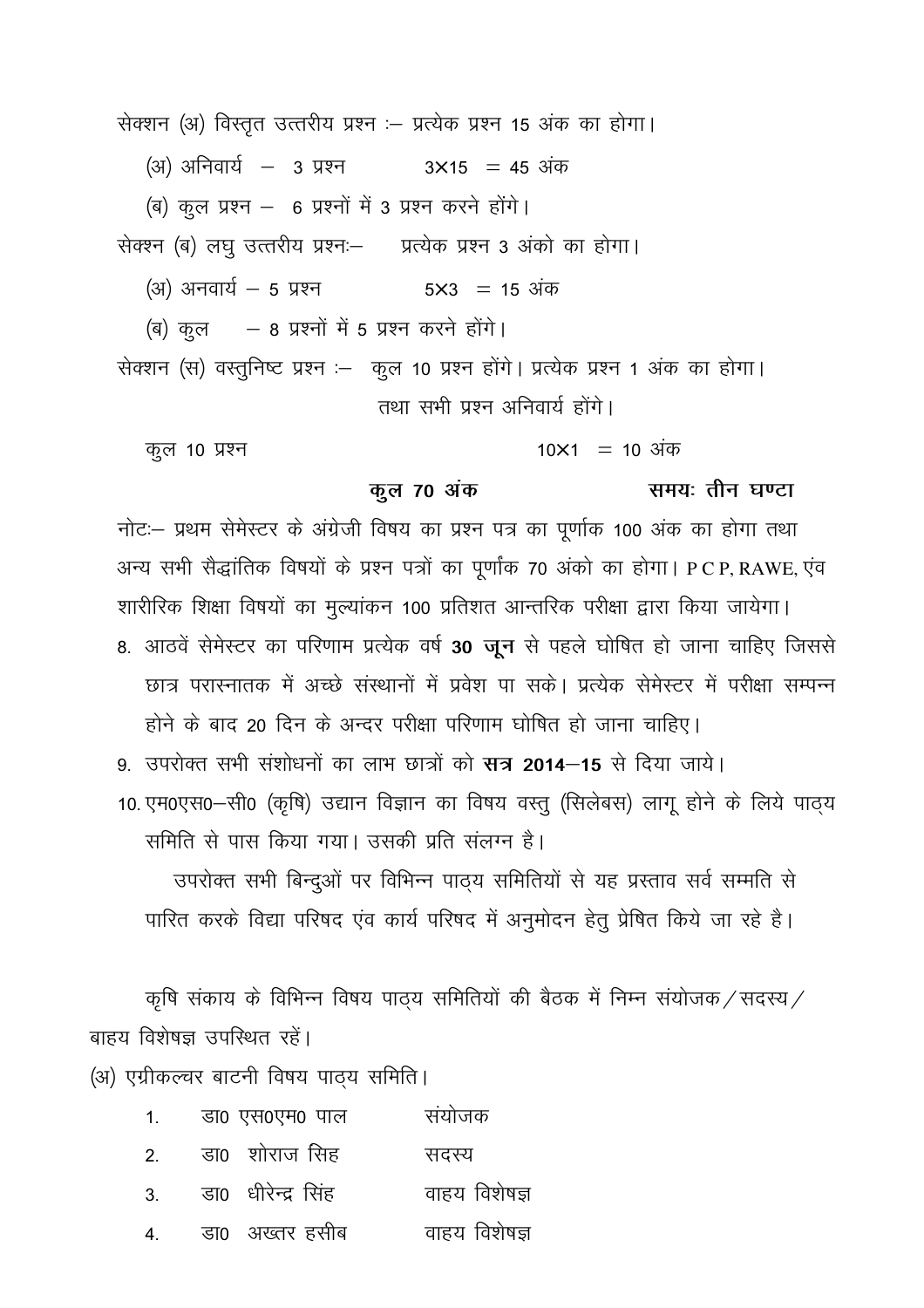सेक्शन (अ) विस्तृत उत्तरीय प्रश्न :– प्रत्येक प्रश्न 15 अंक का होगा।

(अ) अनिवार्य – 3 प्रश्न 3×15 = 45 अंक

(ब) कुल प्रश्न – 6 प्रश्नों में 3 प्रश्न करने होंगे।

सेक्श्न (ब) लघु उत्तरीय प्रश्नः– प्रत्येक प्रश्न 3 अंको का होगा।

(अ) अनवार्य – 5 प्रश्न 5×3 = 15 अंक

(ब) कुल – 8 प्रश्नों में 5 प्रश्न करने होंगे।

सेक्शन (स) वस्तुनिष्ट प्रश्न :– कुल 10 प्रश्न होंगे। प्रत्येक प्रश्न 1 अंक का होगा। तथा सभी प्रश्न अनिवार्य होंगे।

कुल 10 प्रश्न 10×1 = 10 अंक

**कुल 70 अंक** **समयः तीन घण्टा**

नोटः– प्रथम सेमेस्टर के अंग्रेजी विषय का प्रश्न पत्र का पूर्णाक 100 अंक का होगा तथा अन्य सभी सैद्धांतिक विषयों के प्रश्न पत्रों का पूर्णांक 70 अंको का होगा। P C P, RAWE, एंव शारीरिक शिक्षा विषयों का मुल्यांकन 100 प्रतिशत आन्तरिक परीक्षा द्वारा किया जायेगा।

8. आठवें सेमेस्टर का परिणाम प्रत्येक वर्ष **30 जून** से पहले घोषित हो जाना चाहिए जिससे छात्र परास्नातक में अच्छे संस्थानों में प्रवेश पा सके। प्रत्येक सेमेस्टर में परीक्षा सम्पन्न होने के बाद 20 दिन के अन्दर परीक्षा परिणाम घोषित हो जाना चाहिए।
9. उपरोक्त सभी संशोधनों का लाभ छात्रों को **सत्र 2014–15** से दिया जाये।
10. एम0एस0–सी0 (कृषि) उद्यान विज्ञान का विषय वस्तु (सिलेबस) लागू होने के लिये पाठ्य समिति से पास किया गया। उसकी प्रति संलग्न है।

उपरोक्त सभी बिन्दुओं पर विभिन्न पाठ्य समितियों से यह प्रस्ताव सर्व सम्मति से पारित करके विद्या परिषद एंव कार्य परिषद में अनुमोदन हेतु प्रेषित किये जा रहे है।

कृषि संकाय के विभिन्न विषय पाठ्य समितियों की बैठक में निम्न संयोजक/सदस्य/बाहय विशेषज्ञ उपस्थित रहें।

(अ) एग्रीकल्चर बाटनी विषय पाठ्य समिति।

| | | |
|---|---|---|
| 1. | डा0 एस0एम0 पाल | संयोजक |
| 2. | डा0 शोराज सिंह | सदस्य |
| 3. | डा0 धीरेन्द्र सिंह | वाहय विशेषज्ञ |
| 4. | डा0 अख्तर हसीब | वाहय विशेषज्ञ |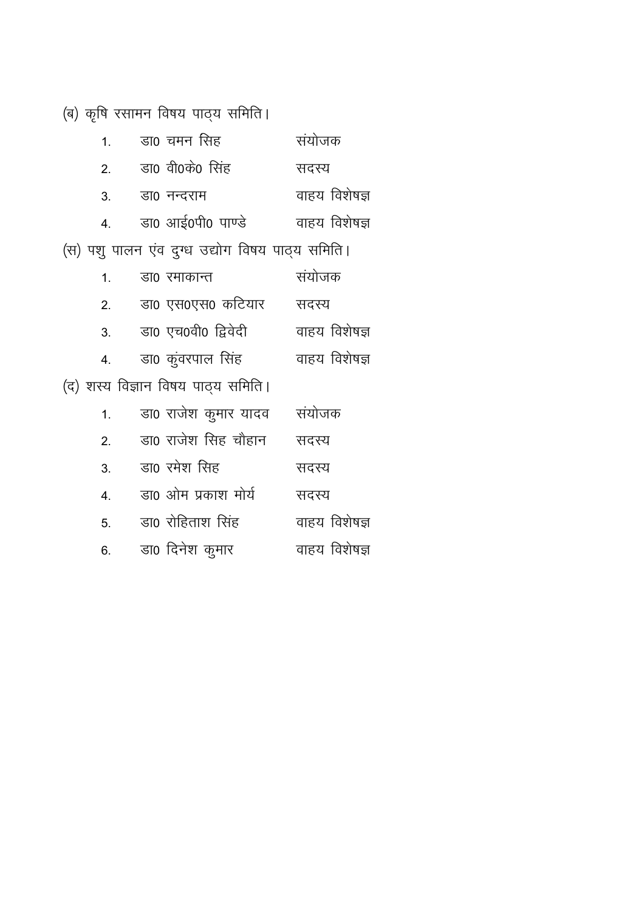(ब) कृषि रसामन विषय पाठ्य समिति।

| | | |
|---|---|---|
| 1. | डा0 चमन सिह | संयोजक |
| 2. | डा0 वी0के0 सिंह | सदस्य |
| 3. | डा0 नन्दराम | वाहय विशेषज्ञ |
| 4. | डा0 आई0पी0 पाण्डे | वाहय विशेषज्ञ |

(स) पशु पालन एंव दुग्ध उद्योग विषय पाठ्य समिति।

| | | |
|---|---|---|
| 1. | डा0 रमाकान्त | संयोजक |
| 2. | डा0 एस0एस0 कटियार | सदस्य |
| 3. | डा0 एच0वी0 द्विवेदी | वाहय विशेषज्ञ |
| 4. | डा0 कुंवरपाल सिंह | वाहय विशेषज्ञ |

(द) शस्य विज्ञान विषय पाठ्य समिति।

| | | |
|---|---|---|
| 1. | डा0 राजेश कुमार यादव | संयोजक |
| 2. | डा0 राजेश सिह चौहान | सदस्य |
| 3. | डा0 रमेश सिह | सदस्य |
| 4. | डा0 ओम प्रकाश मोर्य | सदस्य |
| 5. | डा0 रोहिताश सिंह | वाहय विशेषज्ञ |
| 6. | डा0 दिनेश कुमार | वाहय विशेषज्ञ |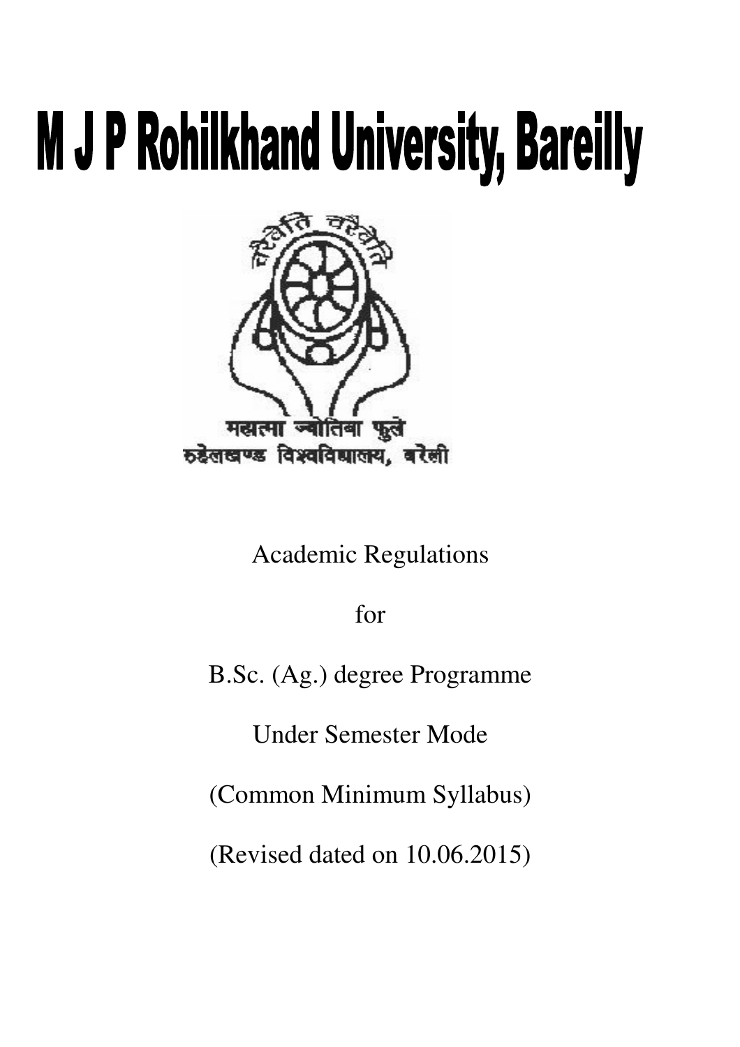# M J P Rohilkhand University, Bareilly

महात्मा ज्योतिबा फुले रुहेलखण्ड विश्वविद्यालय, बरेली

Academic Regulations

for

B.Sc. (Ag.) degree Programme

Under Semester Mode

(Common Minimum Syllabus)

(Revised dated on 10.06.2015)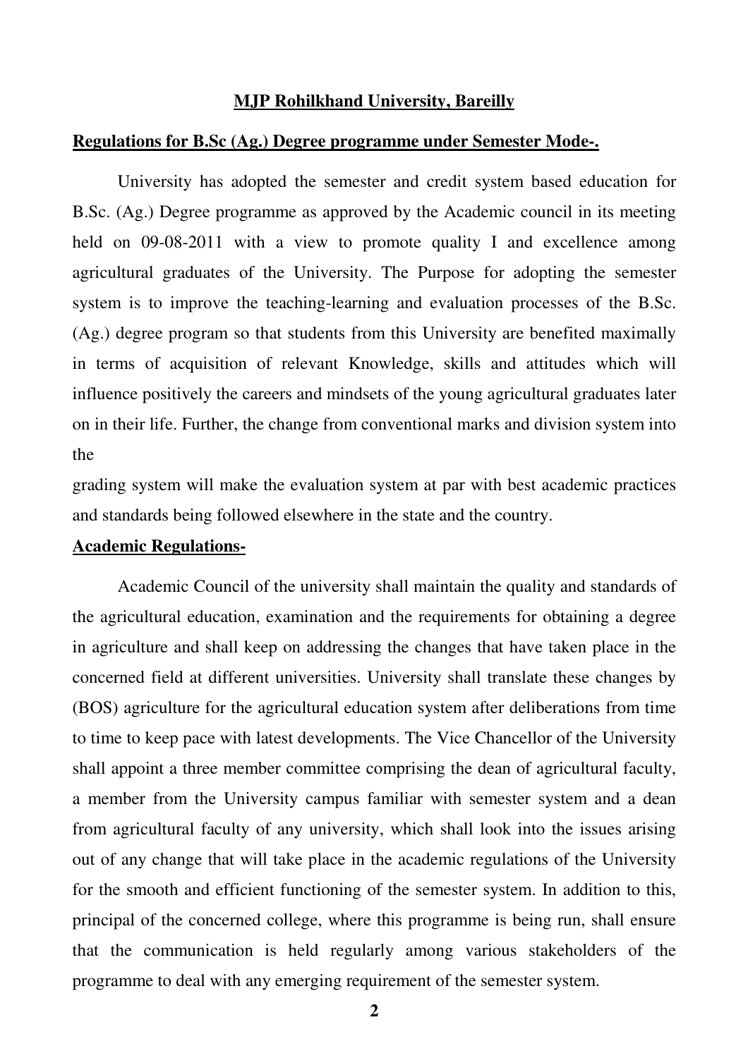**MJP Rohilkhand University, Bareilly**

**Regulations for B.Sc (Ag.) Degree programme under Semester Mode-.**

University has adopted the semester and credit system based education for B.Sc. (Ag.) Degree programme as approved by the Academic council in its meeting held on 09-08-2011 with a view to promote quality I and excellence among agricultural graduates of the University. The Purpose for adopting the semester system is to improve the teaching-learning and evaluation processes of the B.Sc. (Ag.) degree program so that students from this University are benefited maximally in terms of acquisition of relevant Knowledge, skills and attitudes which will influence positively the careers and mindsets of the young agricultural graduates later on in their life. Further, the change from conventional marks and division system into the grading system will make the evaluation system at par with best academic practices and standards being followed elsewhere in the state and the country.

**Academic Regulations-**

Academic Council of the university shall maintain the quality and standards of the agricultural education, examination and the requirements for obtaining a degree in agriculture and shall keep on addressing the changes that have taken place in the concerned field at different universities. University shall translate these changes by (BOS) agriculture for the agricultural education system after deliberations from time to time to keep pace with latest developments. The Vice Chancellor of the University shall appoint a three member committee comprising the dean of agricultural faculty, a member from the University campus familiar with semester system and a dean from agricultural faculty of any university, which shall look into the issues arising out of any change that will take place in the academic regulations of the University for the smooth and efficient functioning of the semester system. In addition to this, principal of the concerned college, where this programme is being run, shall ensure that the communication is held regularly among various stakeholders of the programme to deal with any emerging requirement of the semester system.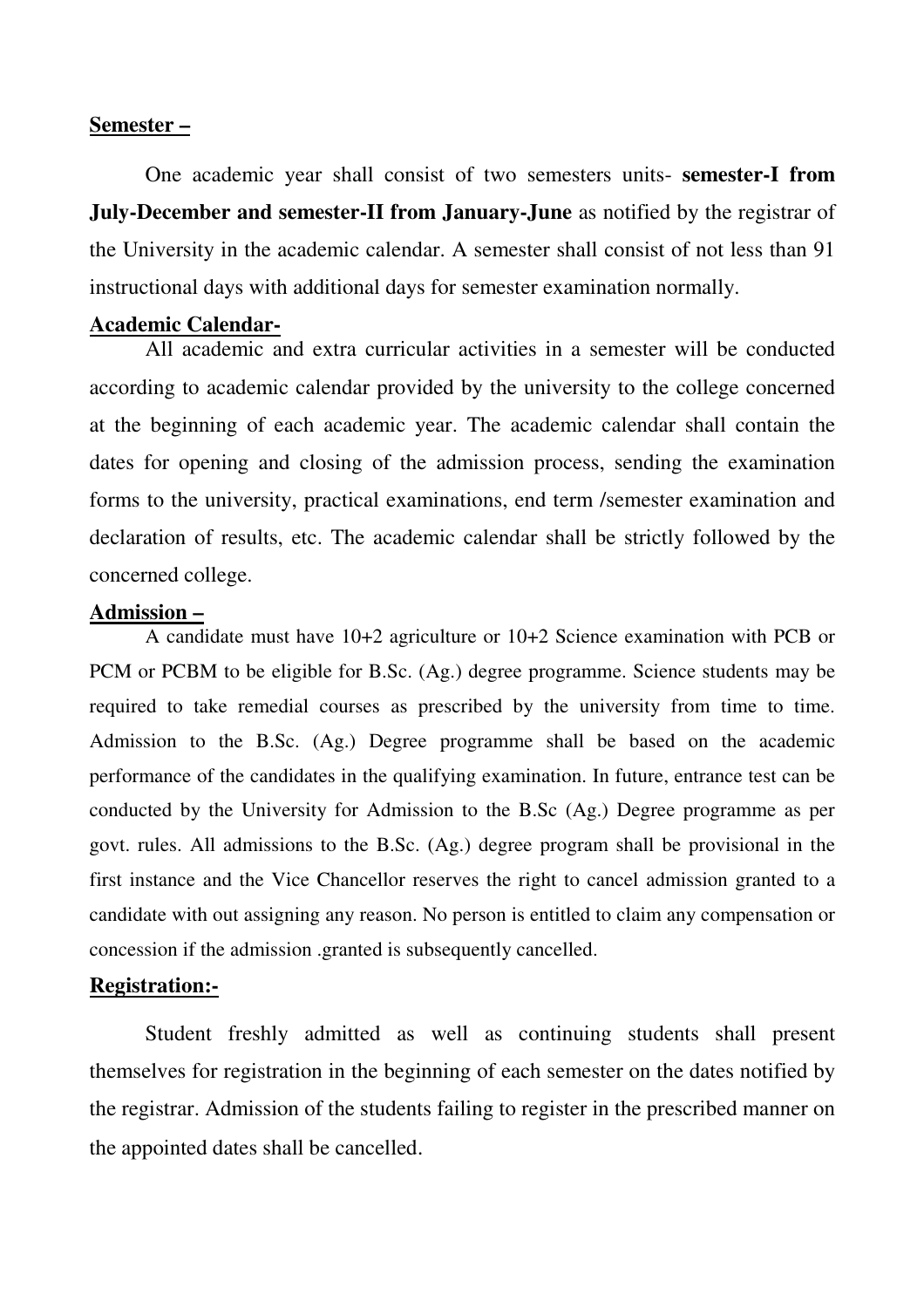**Semester –**

One academic year shall consist of two semesters units- **semester-I from July-December and semester-II from January-June** as notified by the registrar of the University in the academic calendar. A semester shall consist of not less than 91 instructional days with additional days for semester examination normally.

**Academic Calendar-**

All academic and extra curricular activities in a semester will be conducted according to academic calendar provided by the university to the college concerned at the beginning of each academic year. The academic calendar shall contain the dates for opening and closing of the admission process, sending the examination forms to the university, practical examinations, end term /semester examination and declaration of results, etc. The academic calendar shall be strictly followed by the concerned college.

**Admission –**

A candidate must have 10+2 agriculture or 10+2 Science examination with PCB or PCM or PCBM to be eligible for B.Sc. (Ag.) degree programme. Science students may be required to take remedial courses as prescribed by the university from time to time. Admission to the B.Sc. (Ag.) Degree programme shall be based on the academic performance of the candidates in the qualifying examination. In future, entrance test can be conducted by the University for Admission to the B.Sc (Ag.) Degree programme as per govt. rules. All admissions to the B.Sc. (Ag.) degree program shall be provisional in the first instance and the Vice Chancellor reserves the right to cancel admission granted to a candidate with out assigning any reason. No person is entitled to claim any compensation or concession if the admission .granted is subsequently cancelled.

**Registration:-**

Student freshly admitted as well as continuing students shall present themselves for registration in the beginning of each semester on the dates notified by the registrar. Admission of the students failing to register in the prescribed manner on the appointed dates shall be cancelled.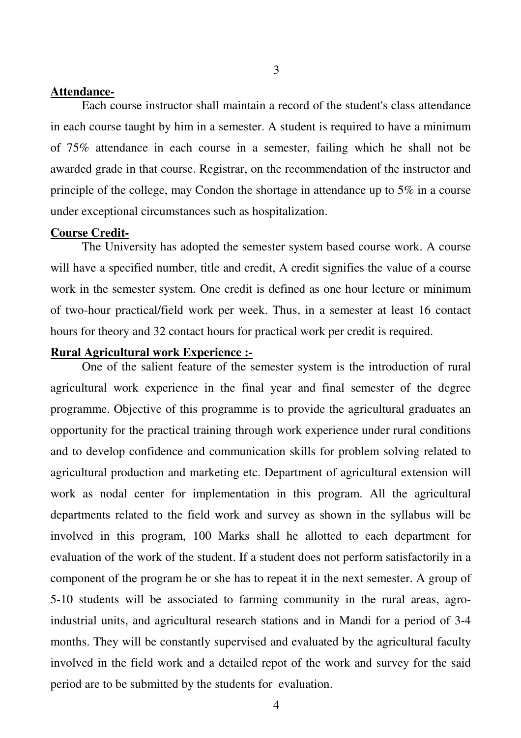**Attendance-**

Each course instructor shall maintain a record of the student's class attendance in each course taught by him in a semester. A student is required to have a minimum of 75% attendance in each course in a semester, failing which he shall not be awarded grade in that course. Registrar, on the recommendation of the instructor and principle of the college, may Condon the shortage in attendance up to 5% in a course under exceptional circumstances such as hospitalization.

**Course Credit-**

The University has adopted the semester system based course work. A course will have a specified number, title and credit, A credit signifies the value of a course work in the semester system. One credit is defined as one hour lecture or minimum of two-hour practical/field work per week. Thus, in a semester at least 16 contact hours for theory and 32 contact hours for practical work per credit is required.

**Rural Agricultural work Experience :-**

One of the salient feature of the semester system is the introduction of rural agricultural work experience in the final year and final semester of the degree programme. Objective of this programme is to provide the agricultural graduates an opportunity for the practical training through work experience under rural conditions and to develop confidence and communication skills for problem solving related to agricultural production and marketing etc. Department of agricultural extension will work as nodal center for implementation in this program. All the agricultural departments related to the field work and survey as shown in the syllabus will be involved in this program, 100 Marks shall he allotted to each department for evaluation of the work of the student. If a student does not perform satisfactorily in a component of the program he or she has to repeat it in the next semester. A group of 5-10 students will be associated to farming community in the rural areas, agro-industrial units, and agricultural research stations and in Mandi for a period of 3-4 months. They will be constantly supervised and evaluated by the agricultural faculty involved in the field work and a detailed repot of the work and survey for the said period are to be submitted by the students for evaluation.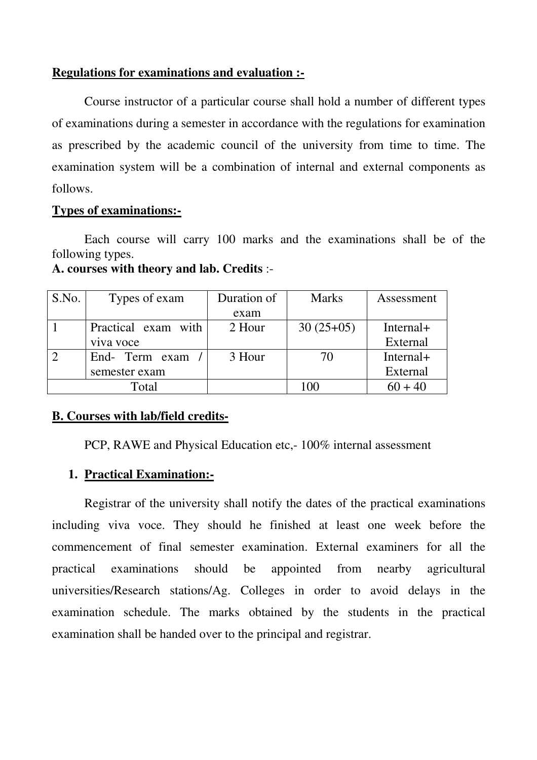**Regulations for examinations and evaluation :-**

Course instructor of a particular course shall hold a number of different types of examinations during a semester in accordance with the regulations for examination as prescribed by the academic council of the university from time to time. The examination system will be a combination of internal and external components as follows.

**Types of examinations:-**

Each course will carry 100 marks and the examinations shall be of the following types.

**A. courses with theory and lab. Credits** :-

| S.No. | Types of exam | Duration of exam | Marks | Assessment |
|---|---|---|---|---|
| 1 | Practical exam with viva voce | 2 Hour | 30 (25+05) | Internal+ External |
| 2 | End- Term exam / semester exam | 3 Hour | 70 | Internal+ External |
| Total | | | 100 | 60 + 40 |

**B. Courses with lab/field credits-**

PCP, RAWE and Physical Education etc,- 100% internal assessment

1. **Practical Examination:-**

Registrar of the university shall notify the dates of the practical examinations including viva voce. They should he finished at least one week before the commencement of final semester examination. External examiners for all the practical examinations should be appointed from nearby agricultural universities/Research stations/Ag. Colleges in order to avoid delays in the examination schedule. The marks obtained by the students in the practical examination shall be handed over to the principal and registrar.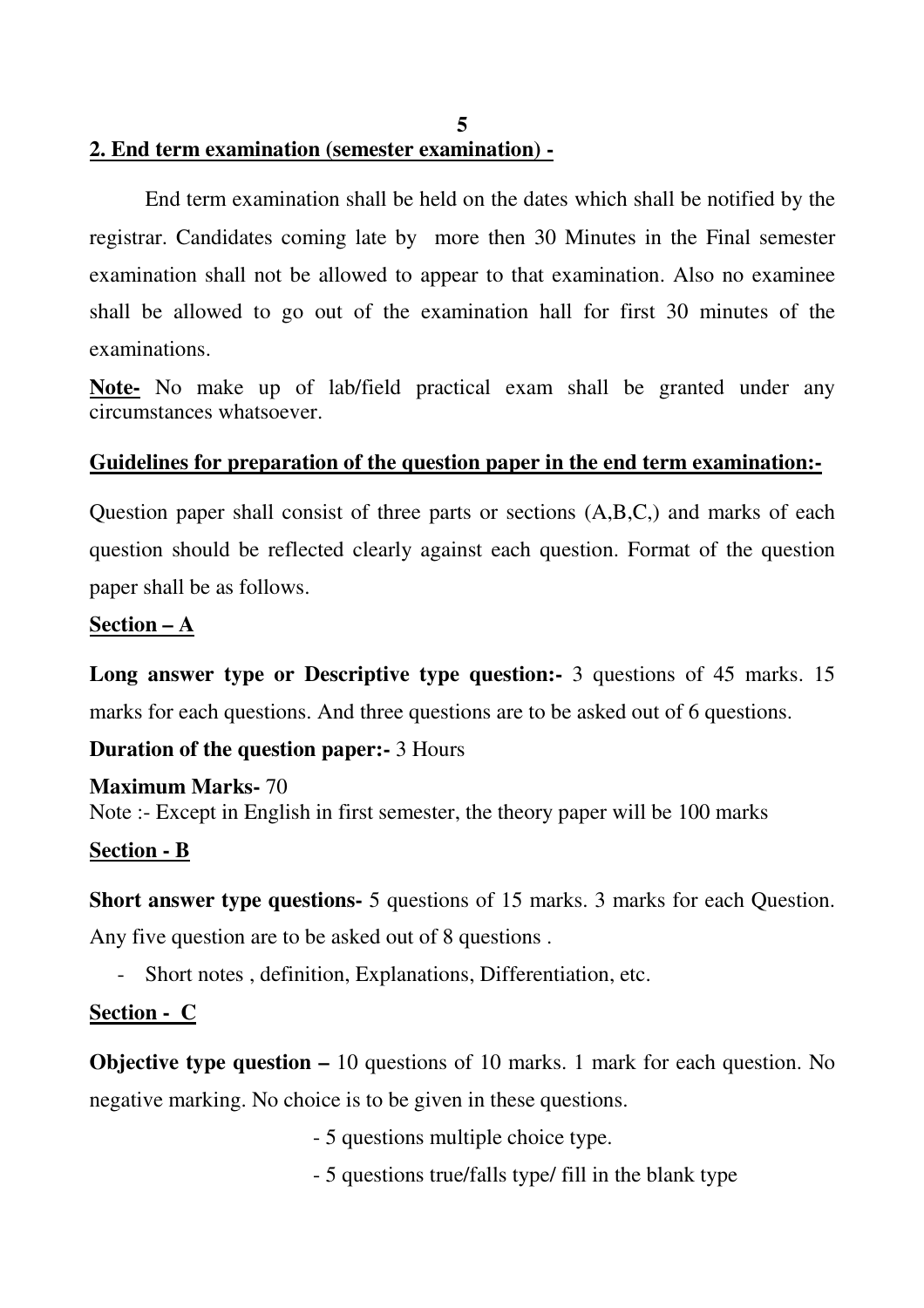## 2. End term examination (semester examination) -

End term examination shall be held on the dates which shall be notified by the registrar. Candidates coming late by more then 30 Minutes in the Final semester examination shall not be allowed to appear to that examination. Also no examinee shall be allowed to go out of the examination hall for first 30 minutes of the examinations.

**Note-** No make up of lab/field practical exam shall be granted under any circumstances whatsoever.

### Guidelines for preparation of the question paper in the end term examination:-

Question paper shall consist of three parts or sections (A,B,C,) and marks of each question should be reflected clearly against each question. Format of the question paper shall be as follows.

### Section – A

**Long answer type or Descriptive type question:-** 3 questions of 45 marks. 15 marks for each questions. And three questions are to be asked out of 6 questions.

**Duration of the question paper:-** 3 Hours

**Maximum Marks-** 70
Note :- Except in English in first semester, the theory paper will be 100 marks

### Section - B

**Short answer type questions-** 5 questions of 15 marks. 3 marks for each Question. Any five question are to be asked out of 8 questions .

- Short notes , definition, Explanations, Differentiation, etc.

### Section - C

**Objective type question –** 10 questions of 10 marks. 1 mark for each question. No negative marking. No choice is to be given in these questions.

- 5 questions multiple choice type.
- 5 questions true/falls type/ fill in the blank type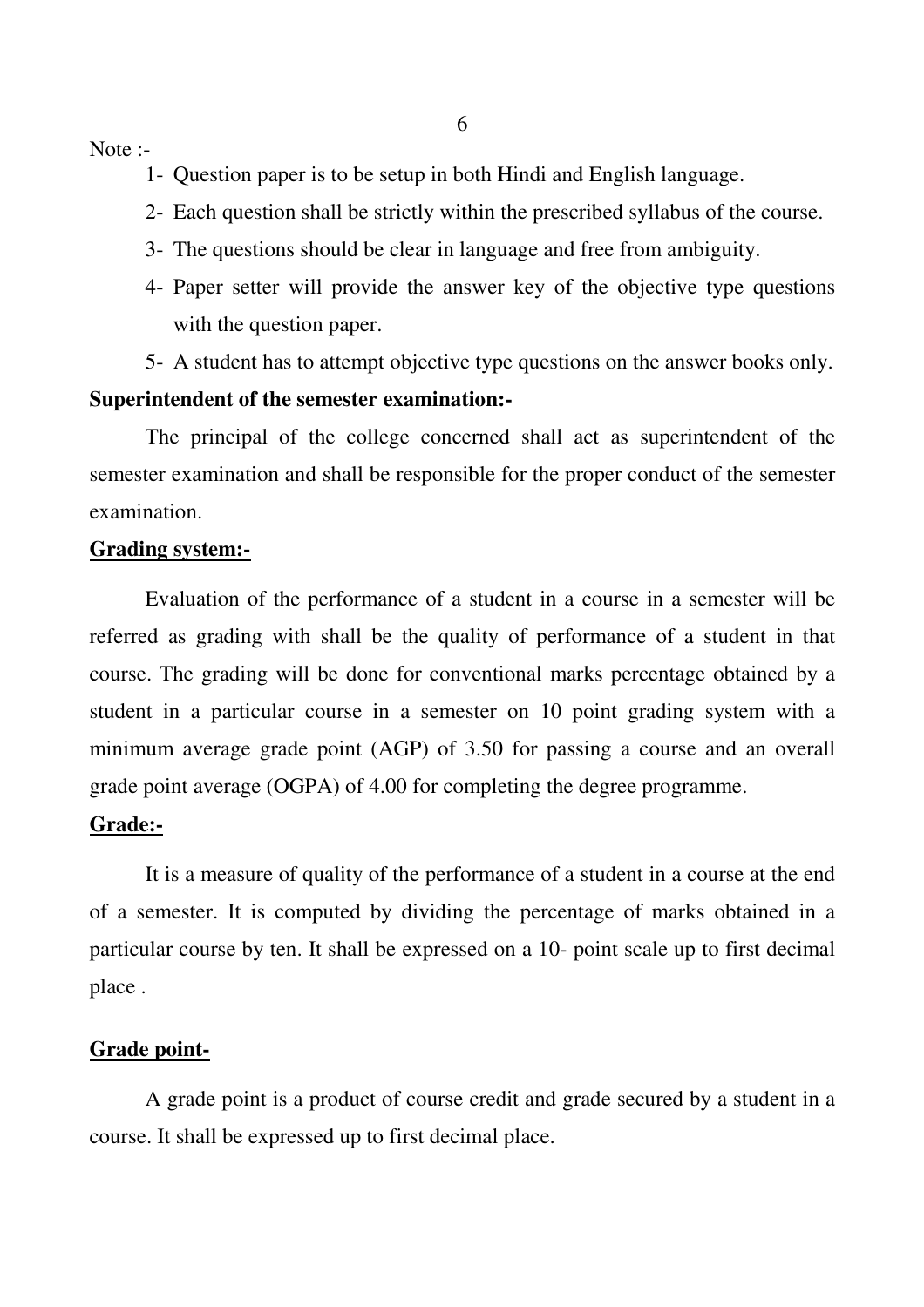Note :-

1- Question paper is to be setup in both Hindi and English language.
2- Each question shall be strictly within the prescribed syllabus of the course.
3- The questions should be clear in language and free from ambiguity.
4- Paper setter will provide the answer key of the objective type questions with the question paper.
5- A student has to attempt objective type questions on the answer books only.

**Superintendent of the semester examination:-**

The principal of the college concerned shall act as superintendent of the semester examination and shall be responsible for the proper conduct of the semester examination.

**Grading system:-**

Evaluation of the performance of a student in a course in a semester will be referred as grading with shall be the quality of performance of a student in that course. The grading will be done for conventional marks percentage obtained by a student in a particular course in a semester on 10 point grading system with a minimum average grade point (AGP) of 3.50 for passing a course and an overall grade point average (OGPA) of 4.00 for completing the degree programme.

**Grade:-**

It is a measure of quality of the performance of a student in a course at the end of a semester. It is computed by dividing the percentage of marks obtained in a particular course by ten. It shall be expressed on a 10- point scale up to first decimal place .

**Grade point-**

A grade point is a product of course credit and grade secured by a student in a course. It shall be expressed up to first decimal place.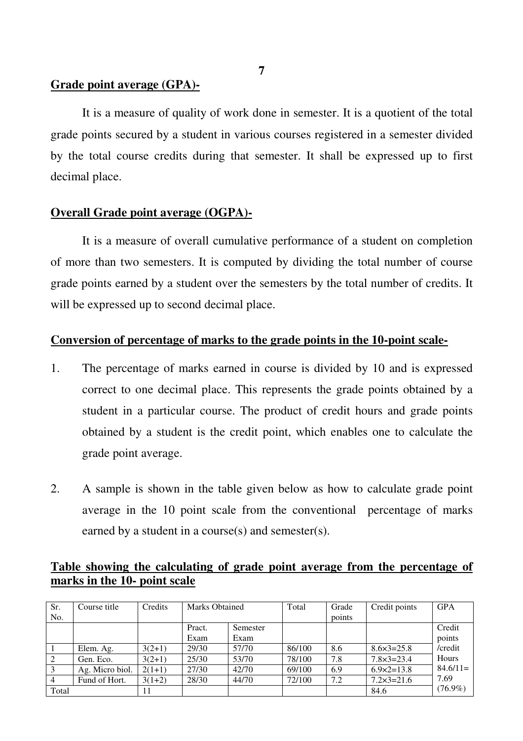**Grade point average (GPA)-**

It is a measure of quality of work done in semester. It is a quotient of the total grade points secured by a student in various courses registered in a semester divided by the total course credits during that semester. It shall be expressed up to first decimal place.

**Overall Grade point average (OGPA)-**

It is a measure of overall cumulative performance of a student on completion of more than two semesters. It is computed by dividing the total number of course grade points earned by a student over the semesters by the total number of credits. It will be expressed up to second decimal place.

**Conversion of percentage of marks to the grade points in the 10-point scale-**

1. The percentage of marks earned in course is divided by 10 and is expressed correct to one decimal place. This represents the grade points obtained by a student in a particular course. The product of credit hours and grade points obtained by a student is the credit point, which enables one to calculate the grade point average.

2. A sample is shown in the table given below as how to calculate grade point average in the 10 point scale from the conventional percentage of marks earned by a student in a course(s) and semester(s).

**Table showing the calculating of grade point average from the percentage of marks in the 10- point scale**

| Sr. No. | Course title | Credits | Marks Obtained | | Total | Grade points | Credit points | GPA |
|---|---|---|---|---|---|---|---|---|
| | | | Pract. Exam | Semester Exam | | | | Credit points /credit Hours 84.6/11= 7.69 (76.9%) |
| 1 | Elem. Ag. | 3(2+1) | 29/30 | 57/70 | 86/100 | 8.6 | 8.6×3=25.8 | |
| 2 | Gen. Eco. | 3(2+1) | 25/30 | 53/70 | 78/100 | 7.8 | 7.8×3=23.4 | |
| 3 | Ag. Micro biol. | 2(1+1) | 27/30 | 42/70 | 69/100 | 6.9 | 6.9×2=13.8 | |
| 4 | Fund of Hort. | 3(1+2) | 28/30 | 44/70 | 72/100 | 7.2 | 7.2×3=21.6 | |
| Total | | 11 | | | | | 84.6 | |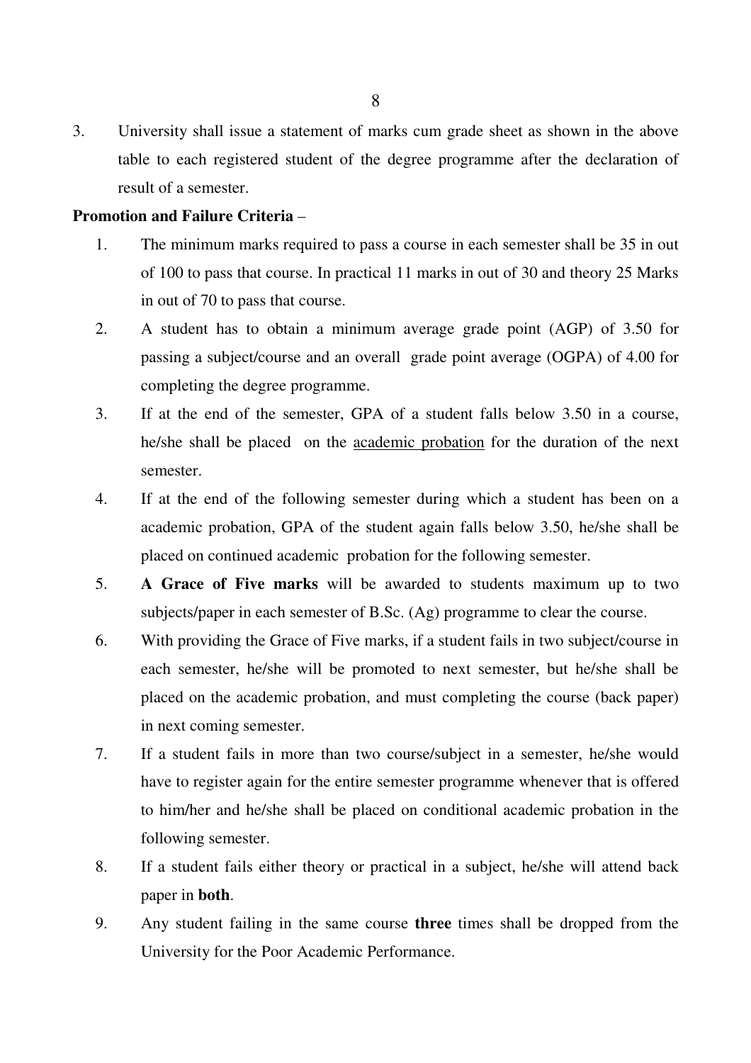3. University shall issue a statement of marks cum grade sheet as shown in the above table to each registered student of the degree programme after the declaration of result of a semester.

**Promotion and Failure Criteria** –

1. The minimum marks required to pass a course in each semester shall be 35 in out of 100 to pass that course. In practical 11 marks in out of 30 and theory 25 Marks in out of 70 to pass that course.
2. A student has to obtain a minimum average grade point (AGP) of 3.50 for passing a subject/course and an overall grade point average (OGPA) of 4.00 for completing the degree programme.
3. If at the end of the semester, GPA of a student falls below 3.50 in a course, he/she shall be placed on the <u>academic probation</u> for the duration of the next semester.
4. If at the end of the following semester during which a student has been on a academic probation, GPA of the student again falls below 3.50, he/she shall be placed on continued academic probation for the following semester.
5. **A Grace of Five marks** will be awarded to students maximum up to two subjects/paper in each semester of B.Sc. (Ag) programme to clear the course.
6. With providing the Grace of Five marks, if a student fails in two subject/course in each semester, he/she will be promoted to next semester, but he/she shall be placed on the academic probation, and must completing the course (back paper) in next coming semester.
7. If a student fails in more than two course/subject in a semester, he/she would have to register again for the entire semester programme whenever that is offered to him/her and he/she shall be placed on conditional academic probation in the following semester.
8. If a student fails either theory or practical in a subject, he/she will attend back paper in **both**.
9. Any student failing in the same course **three** times shall be dropped from the University for the Poor Academic Performance.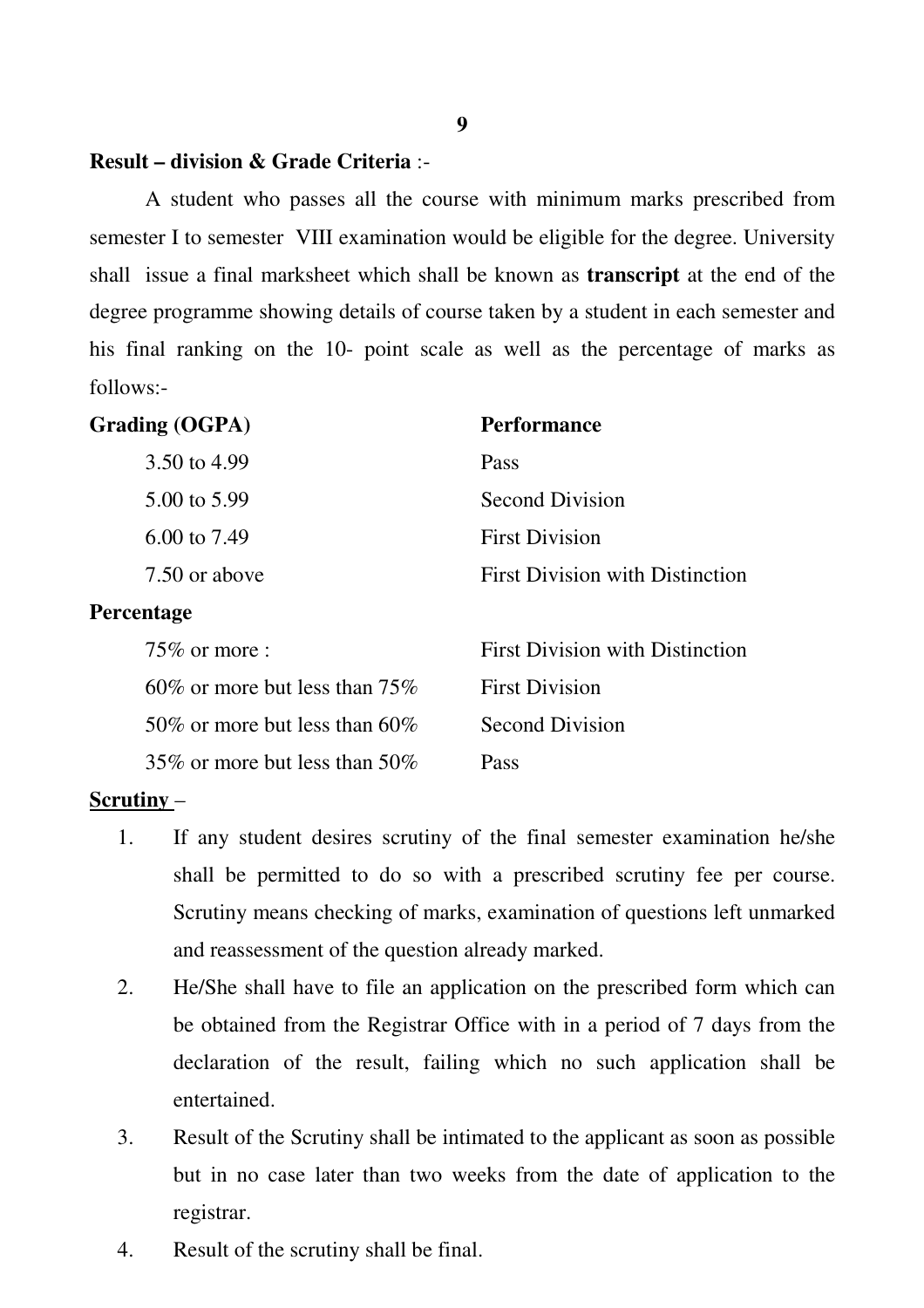**Result – division & Grade Criteria** :-

A student who passes all the course with minimum marks prescribed from semester I to semester VIII examination would be eligible for the degree. University shall issue a final marksheet which shall be known as **transcript** at the end of the degree programme showing details of course taken by a student in each semester and his final ranking on the 10- point scale as well as the percentage of marks as follows:-

| **Grading (OGPA)** | **Performance** |
|---|---|
| 3.50 to 4.99 | Pass |
| 5.00 to 5.99 | Second Division |
| 6.00 to 7.49 | First Division |
| 7.50 or above | First Division with Distinction |

| **Percentage** | |
|---|---|
| 75% or more : | First Division with Distinction |
| 60% or more but less than 75% | First Division |
| 50% or more but less than 60% | Second Division |
| 35% or more but less than 50% | Pass |

**Scrutiny** –

1. If any student desires scrutiny of the final semester examination he/she shall be permitted to do so with a prescribed scrutiny fee per course. Scrutiny means checking of marks, examination of questions left unmarked and reassessment of the question already marked.
2. He/She shall have to file an application on the prescribed form which can be obtained from the Registrar Office with in a period of 7 days from the declaration of the result, failing which no such application shall be entertained.
3. Result of the Scrutiny shall be intimated to the applicant as soon as possible but in no case later than two weeks from the date of application to the registrar.
4. Result of the scrutiny shall be final.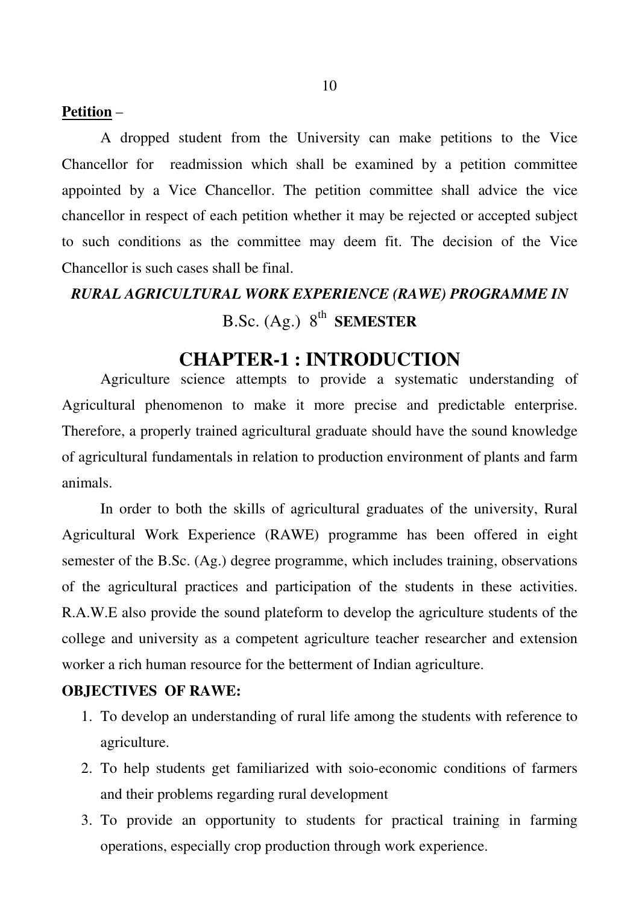**Petition** –

A dropped student from the University can make petitions to the Vice Chancellor for readmission which shall be examined by a petition committee appointed by a Vice Chancellor. The petition committee shall advice the vice chancellor in respect of each petition whether it may be rejected or accepted subject to such conditions as the committee may deem fit. The decision of the Vice Chancellor is such cases shall be final.

***RURAL AGRICULTURAL WORK EXPERIENCE (RAWE) PROGRAMME IN***

B.Sc. (Ag.) 8th **SEMESTER**

# CHAPTER-1 : INTRODUCTION

Agriculture science attempts to provide a systematic understanding of Agricultural phenomenon to make it more precise and predictable enterprise. Therefore, a properly trained agricultural graduate should have the sound knowledge of agricultural fundamentals in relation to production environment of plants and farm animals.

In order to both the skills of agricultural graduates of the university, Rural Agricultural Work Experience (RAWE) programme has been offered in eight semester of the B.Sc. (Ag.) degree programme, which includes training, observations of the agricultural practices and participation of the students in these activities. R.A.W.E also provide the sound plateform to develop the agriculture students of the college and university as a competent agriculture teacher researcher and extension worker a rich human resource for the betterment of Indian agriculture.

**OBJECTIVES OF RAWE:**

1. To develop an understanding of rural life among the students with reference to agriculture.
2. To help students get familiarized with soio-economic conditions of farmers and their problems regarding rural development
3. To provide an opportunity to students for practical training in farming operations, especially crop production through work experience.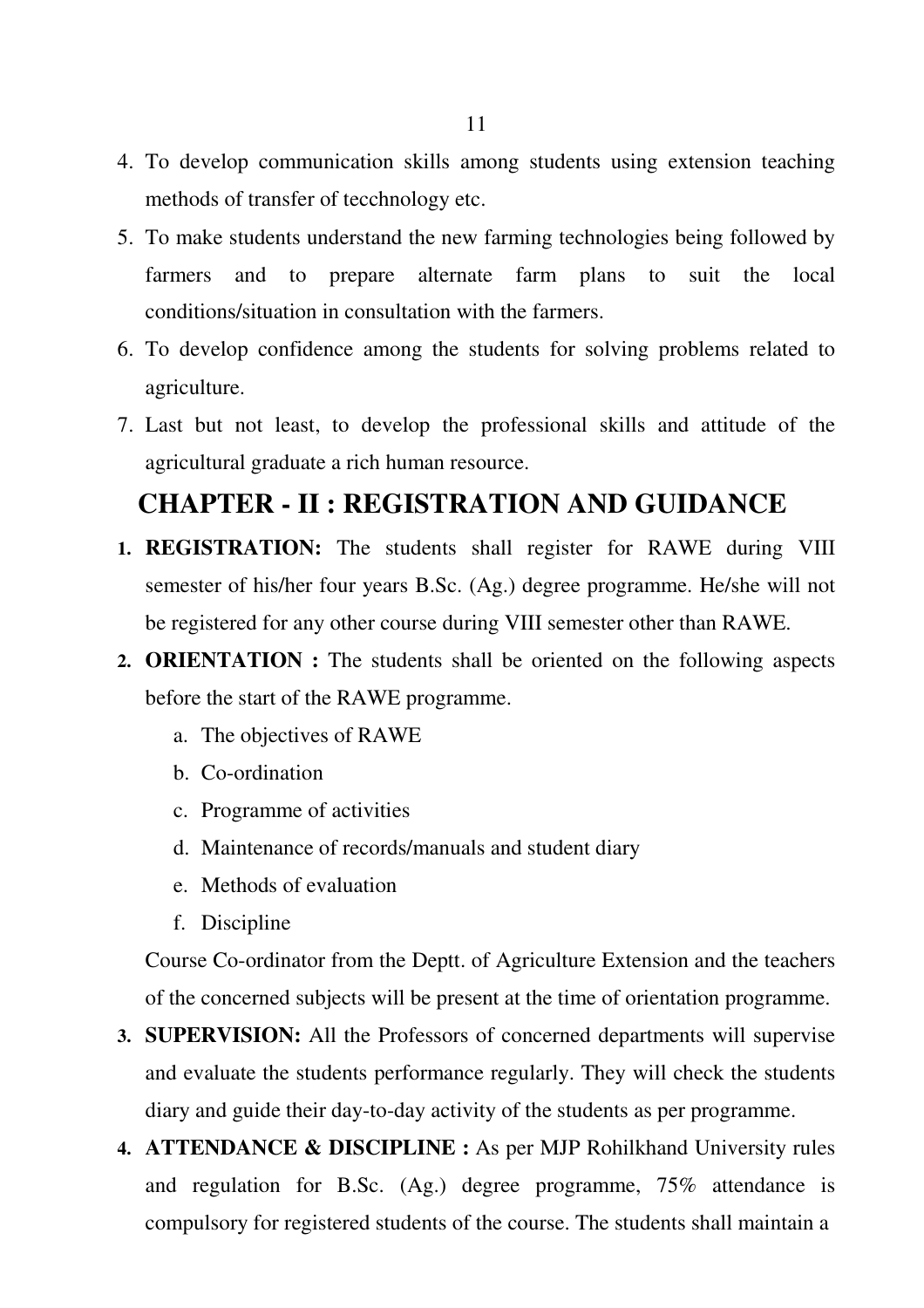4. To develop communication skills among students using extension teaching methods of transfer of tecchnology etc.
5. To make students understand the new farming technologies being followed by farmers and to prepare alternate farm plans to suit the local conditions/situation in consultation with the farmers.
6. To develop confidence among the students for solving problems related to agriculture.
7. Last but not least, to develop the professional skills and attitude of the agricultural graduate a rich human resource.

## CHAPTER - II : REGISTRATION AND GUIDANCE

1. **REGISTRATION:** The students shall register for RAWE during VIII semester of his/her four years B.Sc. (Ag.) degree programme. He/she will not be registered for any other course during VIII semester other than RAWE.
2. **ORIENTATION :** The students shall be oriented on the following aspects before the start of the RAWE programme.
   a. The objectives of RAWE
   b. Co-ordination
   c. Programme of activities
   d. Maintenance of records/manuals and student diary
   e. Methods of evaluation
   f. Discipline

   Course Co-ordinator from the Deptt. of Agriculture Extension and the teachers of the concerned subjects will be present at the time of orientation programme.
3. **SUPERVISION:** All the Professors of concerned departments will supervise and evaluate the students performance regularly. They will check the students diary and guide their day-to-day activity of the students as per programme.
4. **ATTENDANCE & DISCIPLINE :** As per MJP Rohilkhand University rules and regulation for B.Sc. (Ag.) degree programme, 75% attendance is compulsory for registered students of the course. The students shall maintain a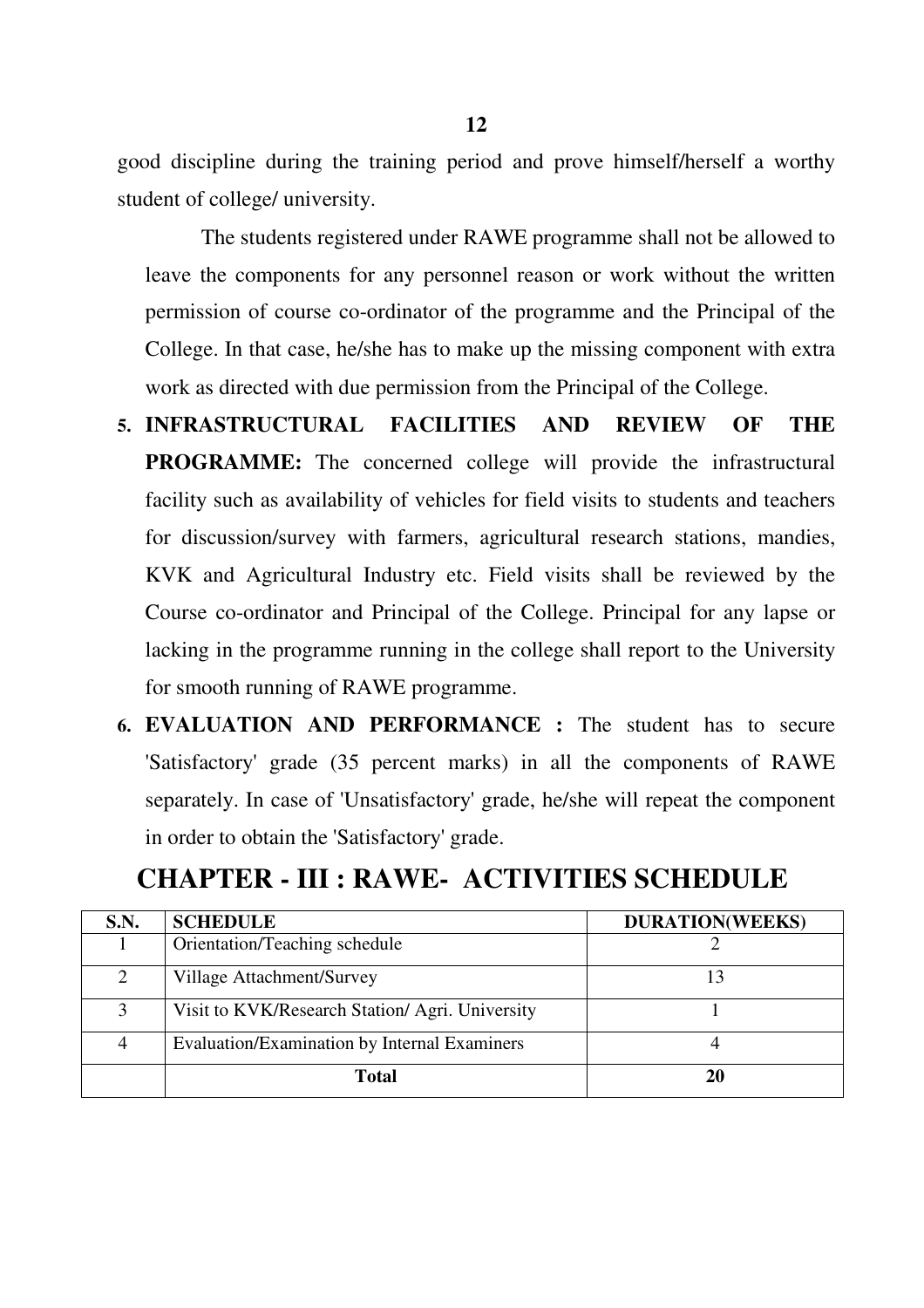good discipline during the training period and prove himself/herself a worthy student of college/ university.

The students registered under RAWE programme shall not be allowed to leave the components for any personnel reason or work without the written permission of course co-ordinator of the programme and the Principal of the College. In that case, he/she has to make up the missing component with extra work as directed with due permission from the Principal of the College.

5. **INFRASTRUCTURAL FACILITIES AND REVIEW OF THE PROGRAMME:** The concerned college will provide the infrastructural facility such as availability of vehicles for field visits to students and teachers for discussion/survey with farmers, agricultural research stations, mandies, KVK and Agricultural Industry etc. Field visits shall be reviewed by the Course co-ordinator and Principal of the College. Principal for any lapse or lacking in the programme running in the college shall report to the University for smooth running of RAWE programme.

6. **EVALUATION AND PERFORMANCE :** The student has to secure 'Satisfactory' grade (35 percent marks) in all the components of RAWE separately. In case of 'Unsatisfactory' grade, he/she will repeat the component in order to obtain the 'Satisfactory' grade.

# CHAPTER - III : RAWE- ACTIVITIES SCHEDULE

| S.N. | SCHEDULE | DURATION(WEEKS) |
|---|---|---|
| 1 | Orientation/Teaching schedule | 2 |
| 2 | Village Attachment/Survey | 13 |
| 3 | Visit to KVK/Research Station/ Agri. University | 1 |
| 4 | Evaluation/Examination by Internal Examiners | 4 |
| | **Total** | **20** |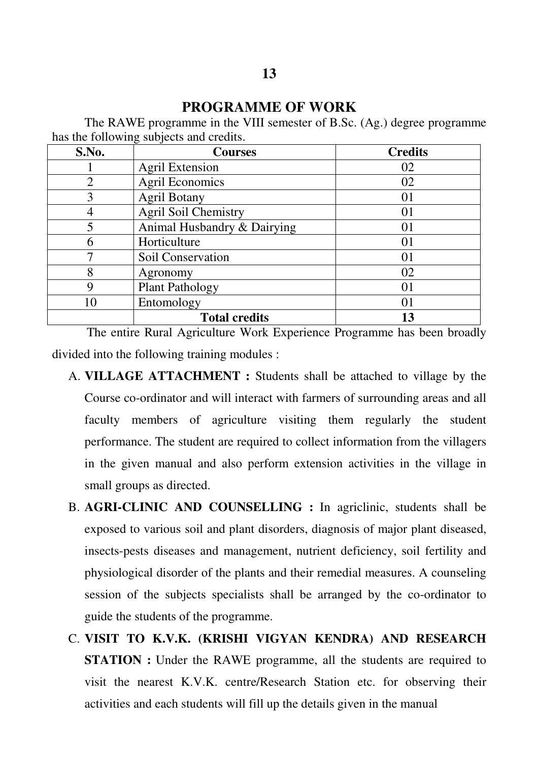## PROGRAMME OF WORK

The RAWE programme in the VIII semester of B.Sc. (Ag.) degree programme has the following subjects and credits.

| S.No. | Courses | Credits |
|---|---|---|
| 1 | Agril Extension | 02 |
| 2 | Agril Economics | 02 |
| 3 | Agril Botany | 01 |
| 4 | Agril Soil Chemistry | 01 |
| 5 | Animal Husbandry & Dairying | 01 |
| 6 | Horticulture | 01 |
| 7 | Soil Conservation | 01 |
| 8 | Agronomy | 02 |
| 9 | Plant Pathology | 01 |
| 10 | Entomology | 01 |
| | **Total credits** | **13** |

The entire Rural Agriculture Work Experience Programme has been broadly divided into the following training modules :

A. **VILLAGE ATTACHMENT :** Students shall be attached to village by the Course co-ordinator and will interact with farmers of surrounding areas and all faculty members of agriculture visiting them regularly the student performance. The student are required to collect information from the villagers in the given manual and also perform extension activities in the village in small groups as directed.

B. **AGRI-CLINIC AND COUNSELLING :** In agriclinic, students shall be exposed to various soil and plant disorders, diagnosis of major plant diseased, insects-pests diseases and management, nutrient deficiency, soil fertility and physiological disorder of the plants and their remedial measures. A counseling session of the subjects specialists shall be arranged by the co-ordinator to guide the students of the programme.

C. **VISIT TO K.V.K. (KRISHI VIGYAN KENDRA) AND RESEARCH STATION :** Under the RAWE programme, all the students are required to visit the nearest K.V.K. centre/Research Station etc. for observing their activities and each students will fill up the details given in the manual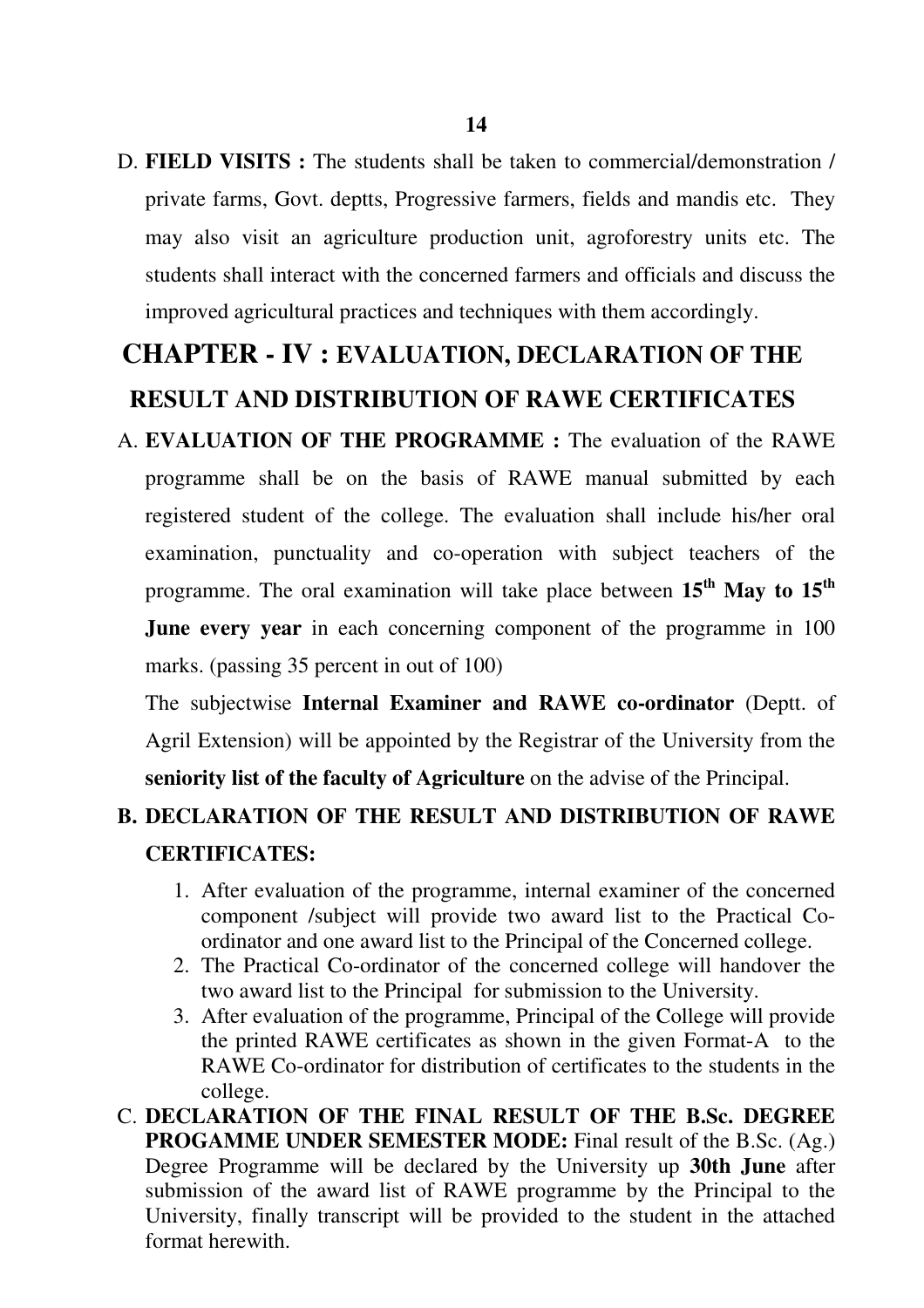D. **FIELD VISITS :** The students shall be taken to commercial/demonstration / private farms, Govt. deptts, Progressive farmers, fields and mandis etc. They may also visit an agriculture production unit, agroforestry units etc. The students shall interact with the concerned farmers and officials and discuss the improved agricultural practices and techniques with them accordingly.

## CHAPTER - IV : EVALUATION, DECLARATION OF THE RESULT AND DISTRIBUTION OF RAWE CERTIFICATES

A. **EVALUATION OF THE PROGRAMME :** The evaluation of the RAWE programme shall be on the basis of RAWE manual submitted by each registered student of the college. The evaluation shall include his/her oral examination, punctuality and co-operation with subject teachers of the programme. The oral examination will take place between **15th May to 15th June every year** in each concerning component of the programme in 100 marks. (passing 35 percent in out of 100)

The subjectwise **Internal Examiner and RAWE co-ordinator** (Deptt. of Agril Extension) will be appointed by the Registrar of the University from the **seniority list of the faculty of Agriculture** on the advise of the Principal.

**B. DECLARATION OF THE RESULT AND DISTRIBUTION OF RAWE CERTIFICATES:**

1. After evaluation of the programme, internal examiner of the concerned component /subject will provide two award list to the Practical Co-ordinator and one award list to the Principal of the Concerned college.
2. The Practical Co-ordinator of the concerned college will handover the two award list to the Principal for submission to the University.
3. After evaluation of the programme, Principal of the College will provide the printed RAWE certificates as shown in the given Format-A to the RAWE Co-ordinator for distribution of certificates to the students in the college.

C. **DECLARATION OF THE FINAL RESULT OF THE B.Sc. DEGREE PROGAMME UNDER SEMESTER MODE:** Final result of the B.Sc. (Ag.) Degree Programme will be declared by the University up **30th June** after submission of the award list of RAWE programme by the Principal to the University, finally transcript will be provided to the student in the attached format herewith.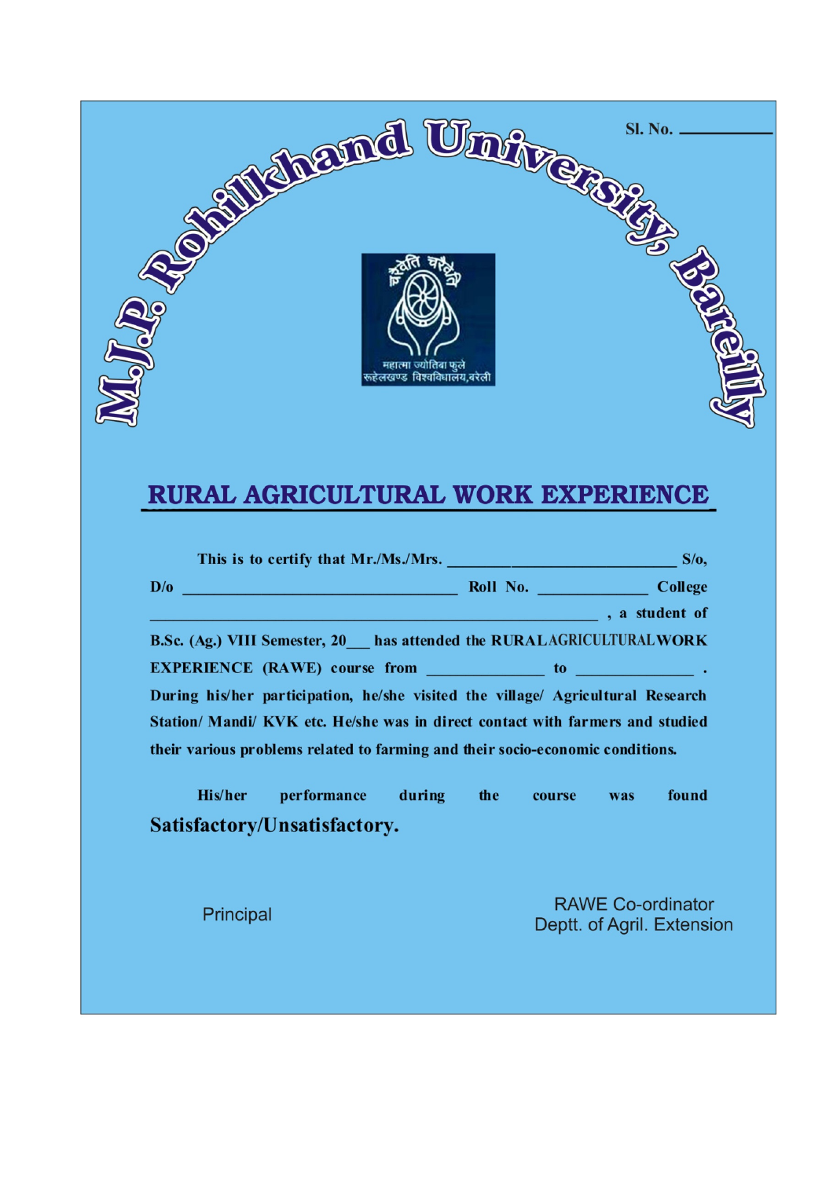# M.J.P. Rohilkhand University, Bareilly

Sl. No. ___________

महात्मा ज्योतिबा फुले रूहेलखण्ड विश्वविद्यालय,बरेली

## RURAL AGRICULTURAL WORK EXPERIENCE

**This is to certify that Mr./Ms./Mrs. ______________________________ S/o, D/o ____________________________________ Roll No. ______________ College ___________________________________________________________ , a student of B.Sc. (Ag.) VIII Semester, 20___ has attended the RURAL AGRICULTURAL WORK EXPERIENCE (RAWE) course from _______________ to _______________ . During his/her participation, he/she visited the village/ Agricultural Research Station/ Mandi/ KVK etc. He/she was in direct contact with farmers and studied their various problems related to farming and their socio-economic conditions.**

**His/her performance during the course was found Satisfactory/Unsatisfactory.**

Principal

RAWE Co-ordinator
Deptt. of Agril. Extension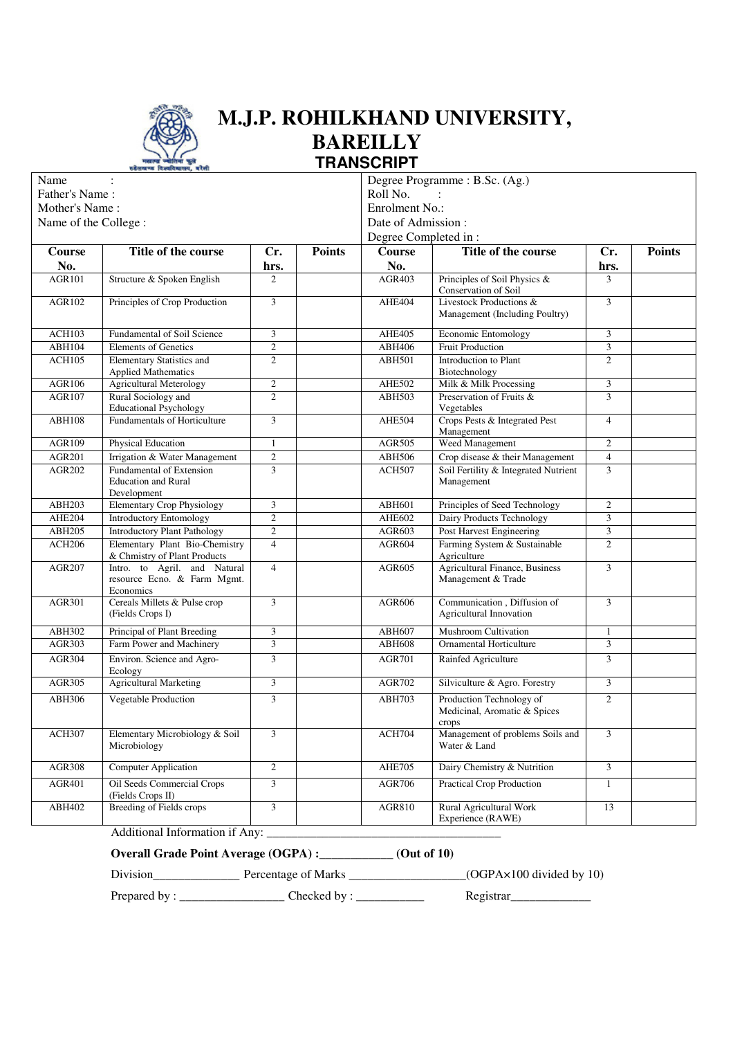# M.J.P. ROHILKHAND UNIVERSITY, BAREILLY

## TRANSCRIPT

| | |
|---|---|
| Name : | Degree Programme : B.Sc. (Ag.) |
| Father's Name : | Roll No. : |
| Mother's Name : | Enrolment No.: |
| Name of the College : | Date of Admission : |
| | Degree Completed in : |

| Course No. | Title of the course | Cr. hrs. | Points | Course No. | Title of the course | Cr. hrs. | Points |
|---|---|---|---|---|---|---|---|
| AGR101 | Structure & Spoken English | 2 | | AGR403 | Principles of Soil Physics & Conservation of Soil | 3 | |
| AGR102 | Principles of Crop Production | 3 | | AHE404 | Livestock Productions & Management (Including Poultry) | 3 | |
| ACH103 | Fundamental of Soil Science | 3 | | AHE405 | Economic Entomology | 3 | |
| ABH104 | Elements of Genetics | 2 | | ABH406 | Fruit Production | 3 | |
| ACH105 | Elementary Statistics and Applied Mathematics | 2 | | ABH501 | Introduction to Plant Biotechnology | 2 | |
| AGR106 | Agricultural Meterology | 2 | | AHE502 | Milk & Milk Processing | 3 | |
| AGR107 | Rural Sociology and Educational Psychology | 2 | | ABH503 | Preservation of Fruits & Vegetables | 3 | |
| ABH108 | Fundamentals of Horticulture | 3 | | AHE504 | Crops Pests & Integrated Pest Management | 4 | |
| AGR109 | Physical Education | 1 | | AGR505 | Weed Management | 2 | |
| AGR201 | Irrigation & Water Management | 2 | | ABH506 | Crop disease & their Management | 4 | |
| AGR202 | Fundamental of Extension Education and Rural Development | 3 | | ACH507 | Soil Fertility & Integrated Nutrient Management | 3 | |
| ABH203 | Elementary Crop Physiology | 3 | | ABH601 | Principles of Seed Technology | 2 | |
| AHE204 | Introductory Entomology | 2 | | AHE602 | Dairy Products Technology | 3 | |
| ABH205 | Introductory Plant Pathology | 2 | | AGR603 | Post Harvest Engineering | 3 | |
| ACH206 | Elementary Plant Bio-Chemistry & Chmistry of Plant Products | 4 | | AGR604 | Farming System & Sustainable Agriculture | 2 | |
| AGR207 | Intro. to Agril. and Natural resource Ecno. & Farm Mgmt. Economics | 4 | | AGR605 | Agricultural Finance, Business Management & Trade | 3 | |
| AGR301 | Cereals Millets & Pulse crop (Fields Crops I) | 3 | | AGR606 | Communication , Diffusion of Agricultural Innovation | 3 | |
| ABH302 | Principal of Plant Breeding | 3 | | ABH607 | Mushroom Cultivation | 1 | |
| AGR303 | Farm Power and Machinery | 3 | | ABH608 | Ornamental Horticulture | 3 | |
| AGR304 | Environ. Science and Agro-Ecology | 3 | | AGR701 | Rainfed Agriculture | 3 | |
| AGR305 | Agricultural Marketing | 3 | | AGR702 | Silviculture & Agro. Forestry | 3 | |
| ABH306 | Vegetable Production | 3 | | ABH703 | Production Technology of Medicinal, Aromatic & Spices crops | 2 | |
| ACH307 | Elementary Microbiology & Soil Microbiology | 3 | | ACH704 | Management of problems Soils and Water & Land | 3 | |
| AGR308 | Computer Application | 2 | | AHE705 | Dairy Chemistry & Nutrition | 3 | |
| AGR401 | Oil Seeds Commercial Crops (Fields Crops II) | 3 | | AGR706 | Practical Crop Production | 1 | |
| ABH402 | Breeding of Fields crops | 3 | | AGR810 | Rural Agricultural Work Experience (RAWE) | 13 | |

Additional Information if Any: ________________________________________

**Overall Grade Point Average (OGPA) :____________ (Out of 10)**

Division______________ Percentage of Marks ___________________(OGPA×100 divided by 10)

Prepared by : _________________ Checked by : ___________ Registrar_____________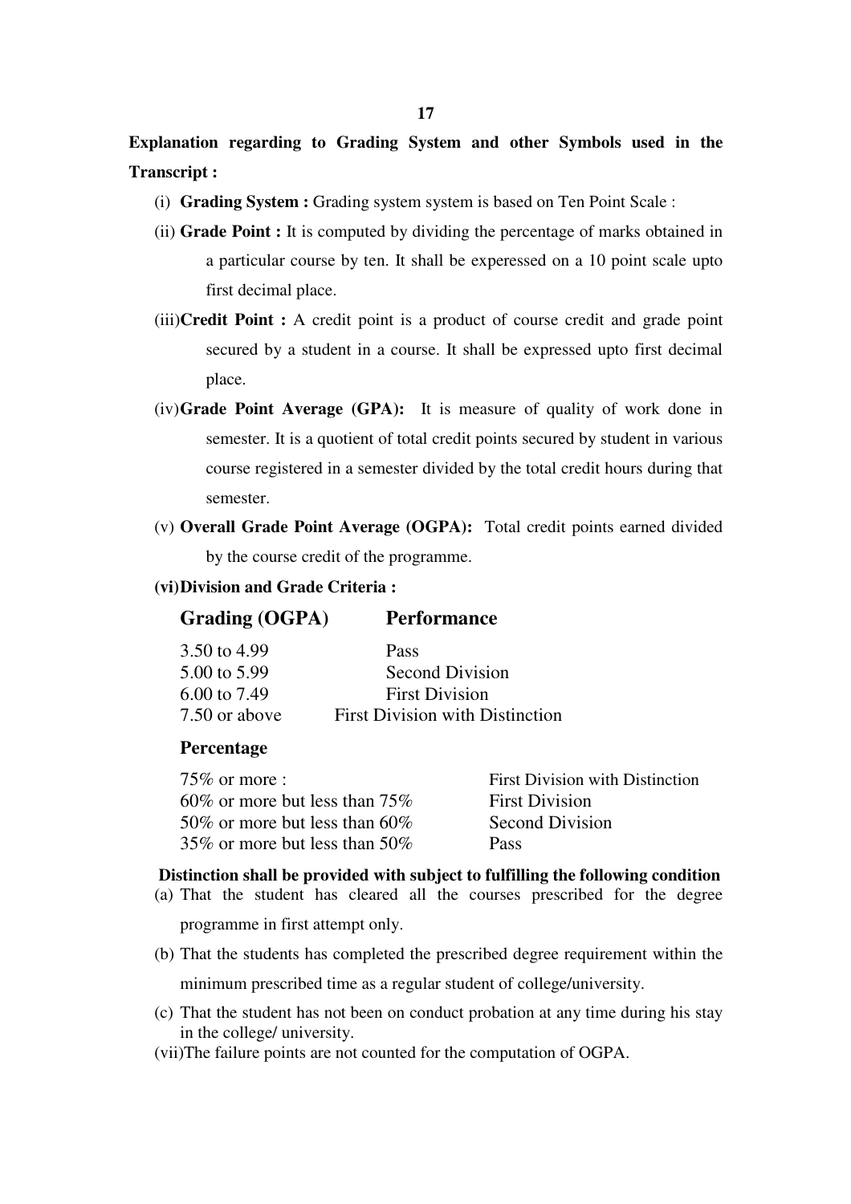**Explanation regarding to Grading System and other Symbols used in the Transcript :**

(i) **Grading System :** Grading system system is based on Ten Point Scale :

(ii) **Grade Point :** It is computed by dividing the percentage of marks obtained in a particular course by ten. It shall be experessed on a 10 point scale upto first decimal place.

(iii) **Credit Point :** A credit point is a product of course credit and grade point secured by a student in a course. It shall be expressed upto first decimal place.

(iv) **Grade Point Average (GPA):** It is measure of quality of work done in semester. It is a quotient of total credit points secured by student in various course registered in a semester divided by the total credit hours during that semester.

(v) **Overall Grade Point Average (OGPA):** Total credit points earned divided by the course credit of the programme.

**(vi) Division and Grade Criteria :**

| **Grading (OGPA)** | **Performance** |
|---|---|
| 3.50 to 4.99 | Pass |
| 5.00 to 5.99 | Second Division |
| 6.00 to 7.49 | First Division |
| 7.50 or above | First Division with Distinction |

**Percentage**

| | |
|---|---|
| 75% or more : | First Division with Distinction |
| 60% or more but less than 75% | First Division |
| 50% or more but less than 60% | Second Division |
| 35% or more but less than 50% | Pass |

**Distinction shall be provided with subject to fulfilling the following condition**

(a) That the student has cleared all the courses prescribed for the degree programme in first attempt only.

(b) That the students has completed the prescribed degree requirement within the minimum prescribed time as a regular student of college/university.

(c) That the student has not been on conduct probation at any time during his stay in the college/ university.

(vii) The failure points are not counted for the computation of OGPA.